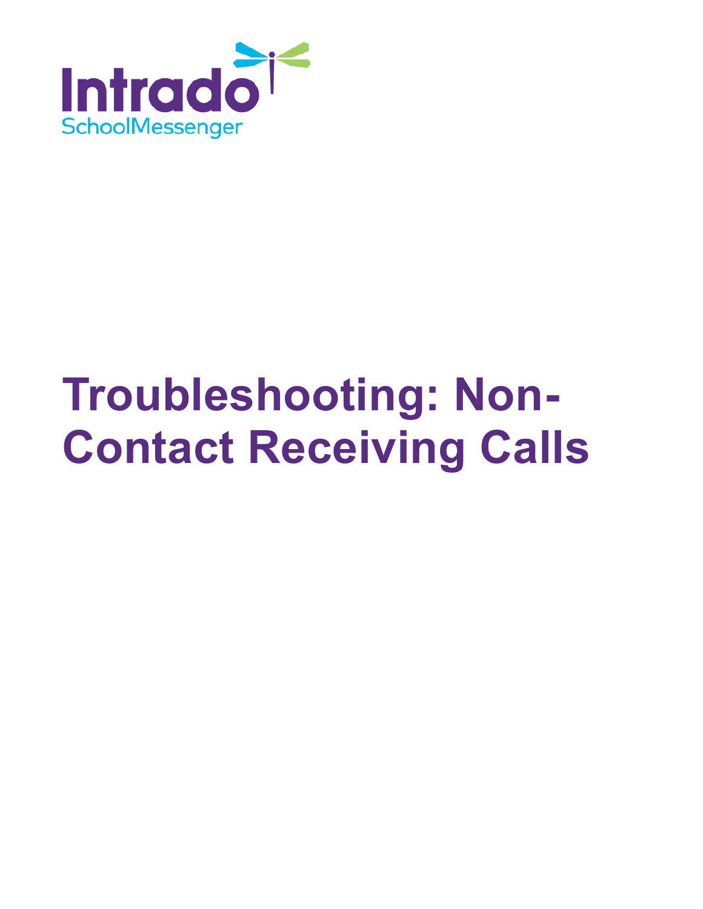Intrado

SchoolMessenger

# Troubleshooting: Non-Contact Receiving Calls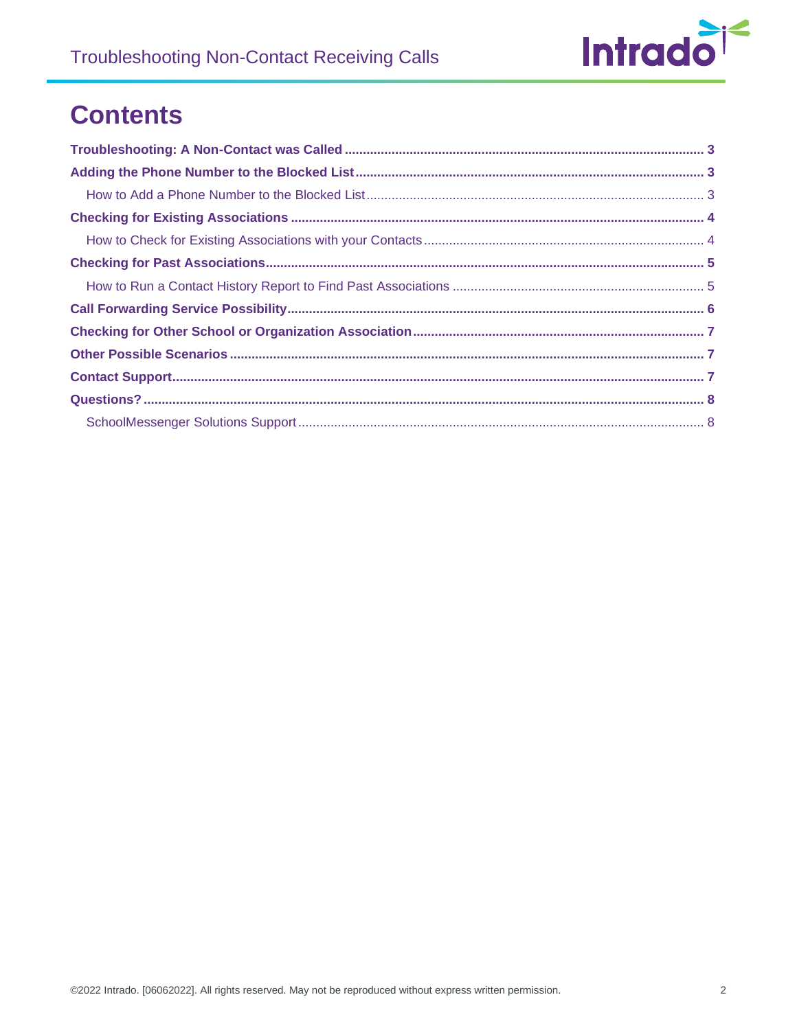# Contents

**Troubleshooting: A Non-Contact was Called** ........ **3**

**Adding the Phone Number to the Blocked List** ........ **3**

- How to Add a Phone Number to the Blocked List ........ 3

**Checking for Existing Associations** ........ **4**

- How to Check for Existing Associations with your Contacts ........ 4

**Checking for Past Associations** ........ **5**

- How to Run a Contact History Report to Find Past Associations ........ 5

**Call Forwarding Service Possibility** ........ **6**

**Checking for Other School or Organization Association** ........ **7**

**Other Possible Scenarios** ........ **7**

**Contact Support** ........ **7**

**Questions?** ........ **8**

- SchoolMessenger Solutions Support ........ 8

©2022 Intrado. [06062022]. All rights reserved. May not be reproduced without express written permission.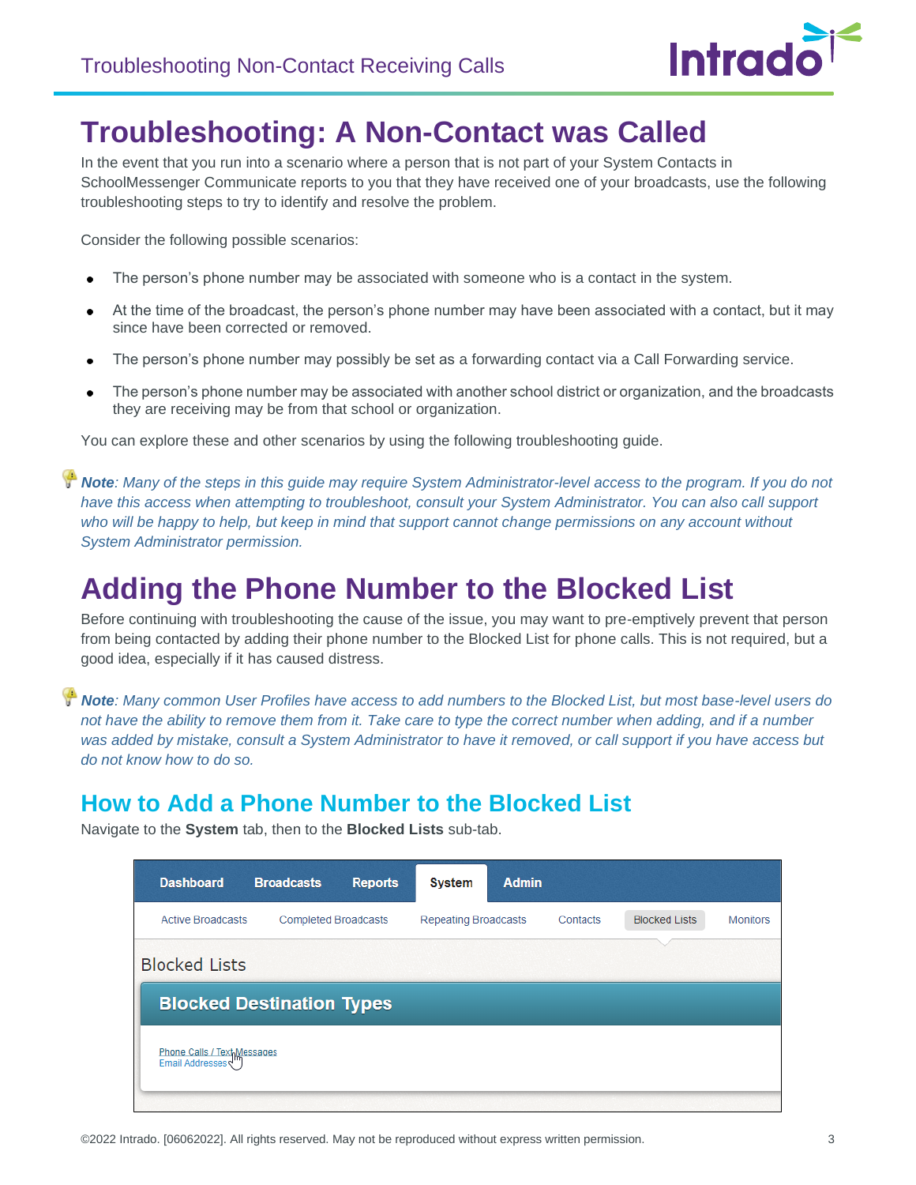# Troubleshooting: A Non-Contact was Called

In the event that you run into a scenario where a person that is not part of your System Contacts in SchoolMessenger Communicate reports to you that they have received one of your broadcasts, use the following troubleshooting steps to try to identify and resolve the problem.

Consider the following possible scenarios:

- The person's phone number may be associated with someone who is a contact in the system.
- At the time of the broadcast, the person's phone number may have been associated with a contact, but it may since have been corrected or removed.
- The person's phone number may possibly be set as a forwarding contact via a Call Forwarding service.
- The person's phone number may be associated with another school district or organization, and the broadcasts they are receiving may be from that school or organization.

You can explore these and other scenarios by using the following troubleshooting guide.

***Note****: Many of the steps in this guide may require System Administrator-level access to the program. If you do not have this access when attempting to troubleshoot, consult your System Administrator. You can also call support who will be happy to help, but keep in mind that support cannot change permissions on any account without System Administrator permission.*

# Adding the Phone Number to the Blocked List

Before continuing with troubleshooting the cause of the issue, you may want to pre-emptively prevent that person from being contacted by adding their phone number to the Blocked List for phone calls. This is not required, but a good idea, especially if it has caused distress.

***Note****: Many common User Profiles have access to add numbers to the Blocked List, but most base-level users do not have the ability to remove them from it. Take care to type the correct number when adding, and if a number was added by mistake, consult a System Administrator to have it removed, or call support if you have access but do not know how to do so.*

## How to Add a Phone Number to the Blocked List

Navigate to the **System** tab, then to the **Blocked Lists** sub-tab.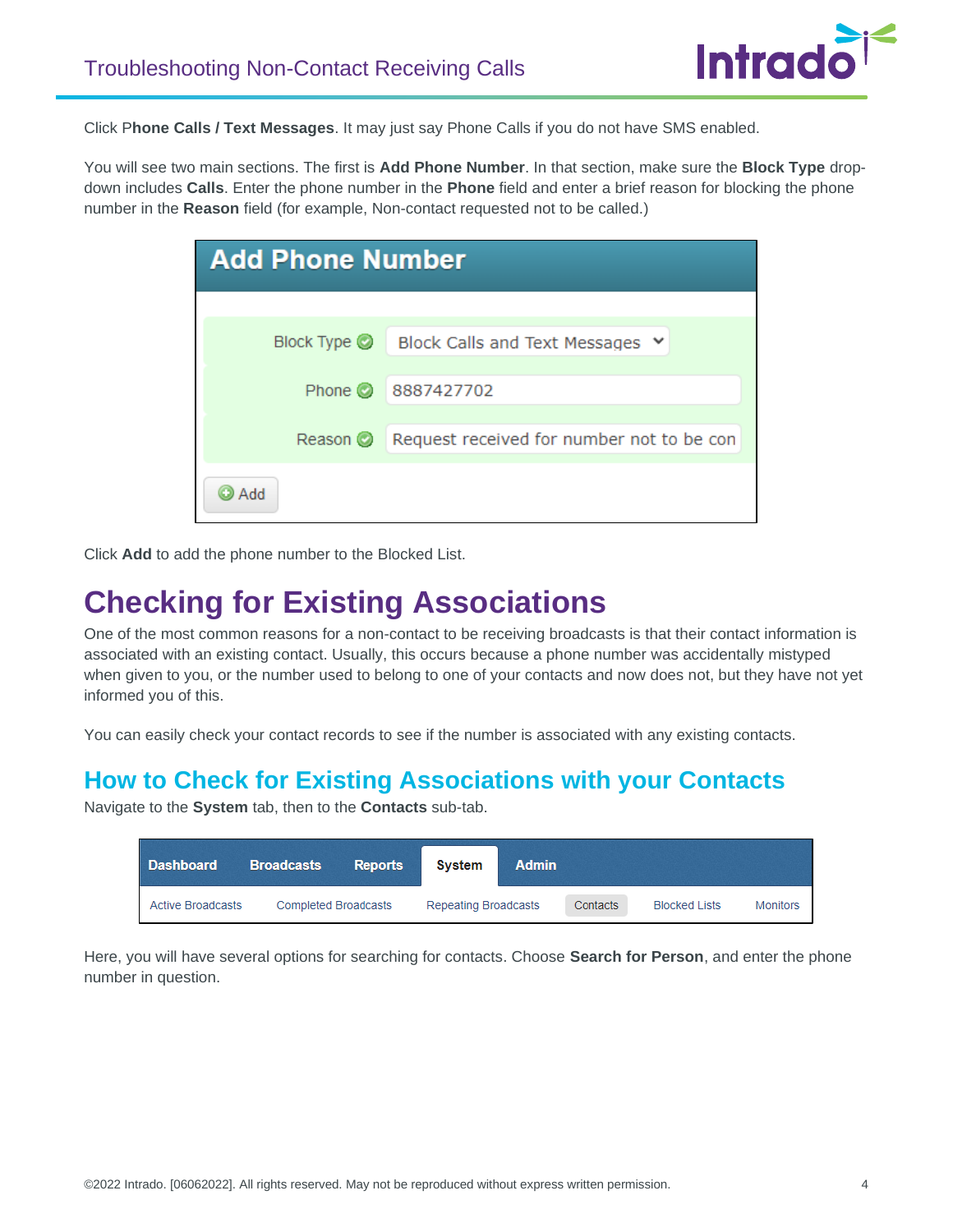Click P**hone Calls / Text Messages**. It may just say Phone Calls if you do not have SMS enabled.

You will see two main sections. The first is **Add Phone Number**. In that section, make sure the **Block Type** drop-down includes **Calls**. Enter the phone number in the **Phone** field and enter a brief reason for blocking the phone number in the **Reason** field (for example, Non-contact requested not to be called.)

Click **Add** to add the phone number to the Blocked List.

# Checking for Existing Associations

One of the most common reasons for a non-contact to be receiving broadcasts is that their contact information is associated with an existing contact. Usually, this occurs because a phone number was accidentally mistyped when given to you, or the number used to belong to one of your contacts and now does not, but they have not yet informed you of this.

You can easily check your contact records to see if the number is associated with any existing contacts.

## How to Check for Existing Associations with your Contacts

Navigate to the **System** tab, then to the **Contacts** sub-tab.

Here, you will have several options for searching for contacts. Choose **Search for Person**, and enter the phone number in question.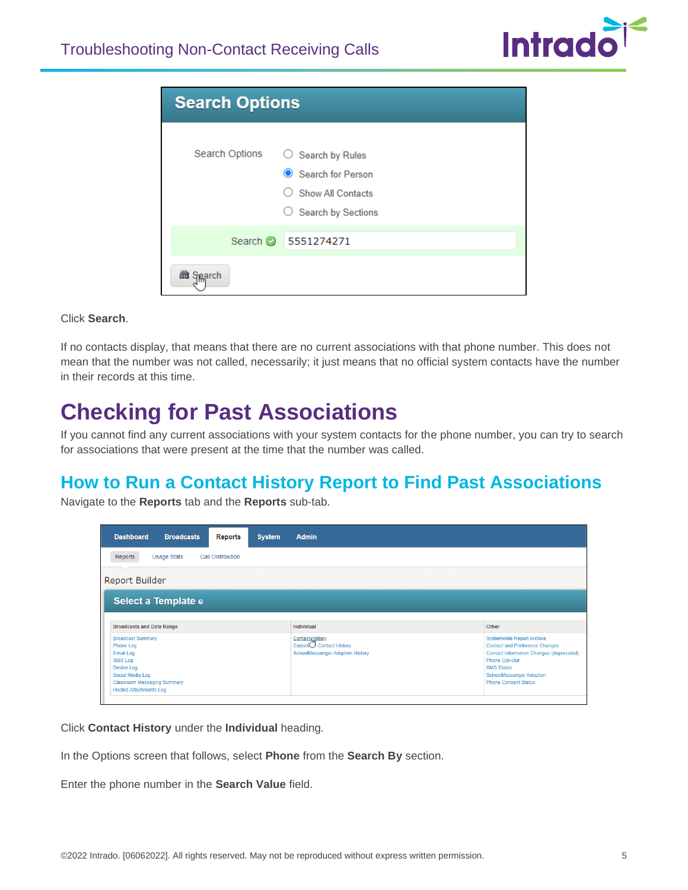Click **Search**.

If no contacts display, that means that there are no current associations with that phone number. This does not mean that the number was not called, necessarily; it just means that no official system contacts have the number in their records at this time.

# Checking for Past Associations

If you cannot find any current associations with your system contacts for the phone number, you can try to search for associations that were present at the time that the number was called.

## How to Run a Contact History Report to Find Past Associations

Navigate to the **Reports** tab and the **Reports** sub-tab.

Click **Contact History** under the **Individual** heading.

In the Options screen that follows, select **Phone** from the **Search By** section.

Enter the phone number in the **Search Value** field.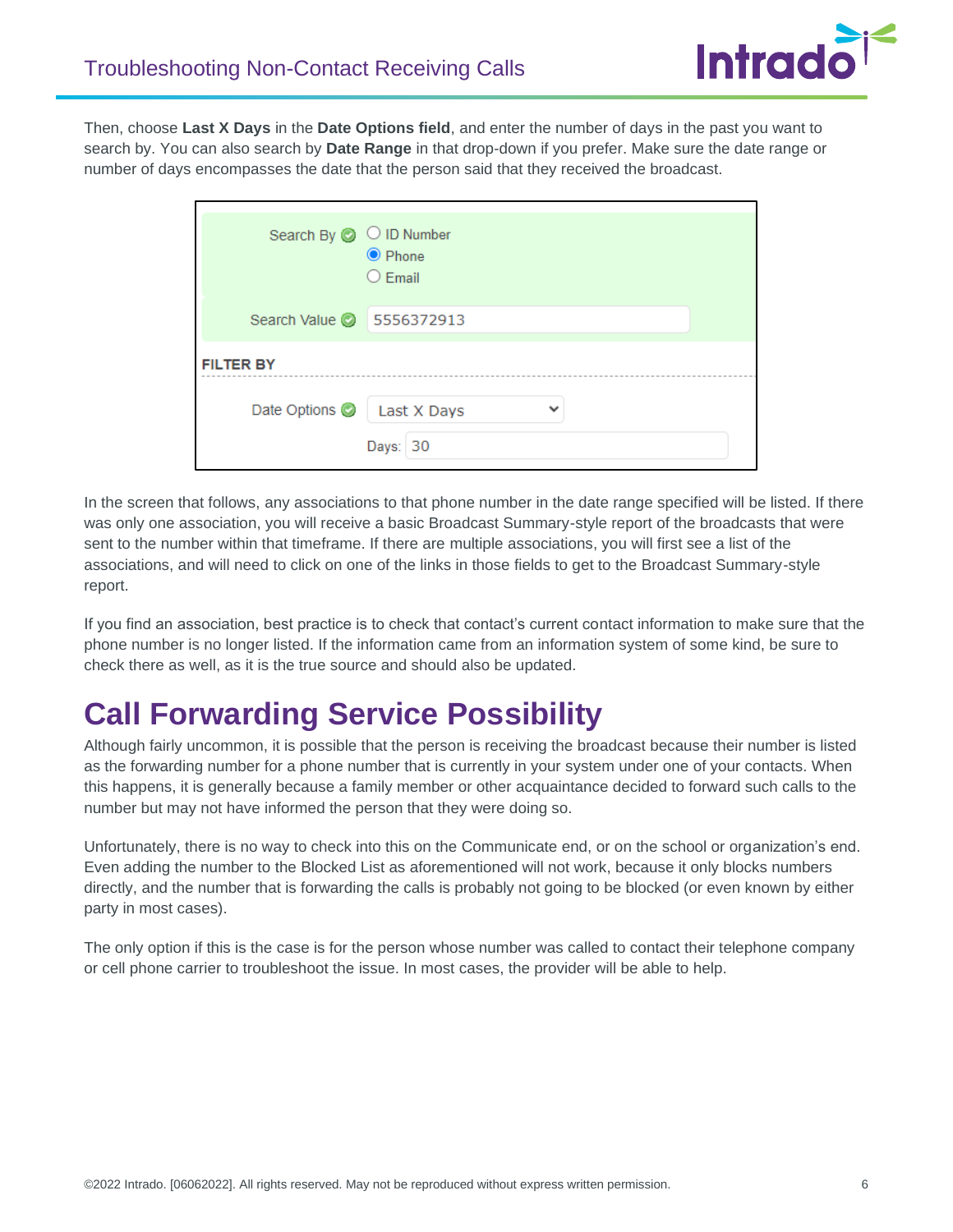Then, choose **Last X Days** in the **Date Options field**, and enter the number of days in the past you want to search by. You can also search by **Date Range** in that drop-down if you prefer. Make sure the date range or number of days encompasses the date that the person said that they received the broadcast.

In the screen that follows, any associations to that phone number in the date range specified will be listed. If there was only one association, you will receive a basic Broadcast Summary-style report of the broadcasts that were sent to the number within that timeframe. If there are multiple associations, you will first see a list of the associations, and will need to click on one of the links in those fields to get to the Broadcast Summary-style report.

If you find an association, best practice is to check that contact's current contact information to make sure that the phone number is no longer listed. If the information came from an information system of some kind, be sure to check there as well, as it is the true source and should also be updated.

# Call Forwarding Service Possibility

Although fairly uncommon, it is possible that the person is receiving the broadcast because their number is listed as the forwarding number for a phone number that is currently in your system under one of your contacts. When this happens, it is generally because a family member or other acquaintance decided to forward such calls to the number but may not have informed the person that they were doing so.

Unfortunately, there is no way to check into this on the Communicate end, or on the school or organization's end. Even adding the number to the Blocked List as aforementioned will not work, because it only blocks numbers directly, and the number that is forwarding the calls is probably not going to be blocked (or even known by either party in most cases).

The only option if this is the case is for the person whose number was called to contact their telephone company or cell phone carrier to troubleshoot the issue. In most cases, the provider will be able to help.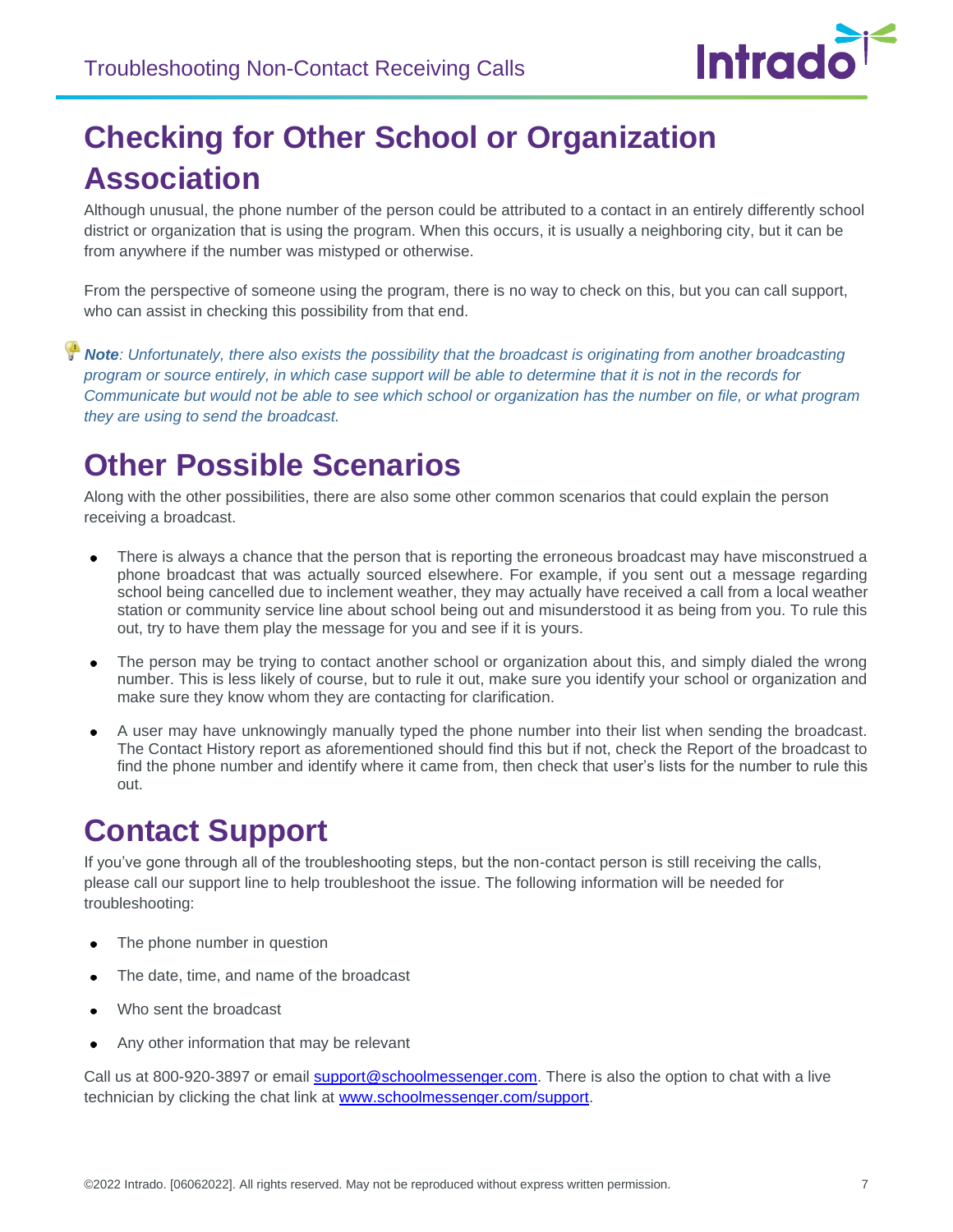## Checking for Other School or Organization Association

Although unusual, the phone number of the person could be attributed to a contact in an entirely differently school district or organization that is using the program. When this occurs, it is usually a neighboring city, but it can be from anywhere if the number was mistyped or otherwise.

From the perspective of someone using the program, there is no way to check on this, but you can call support, who can assist in checking this possibility from that end.

***Note**: Unfortunately, there also exists the possibility that the broadcast is originating from another broadcasting program or source entirely, in which case support will be able to determine that it is not in the records for Communicate but would not be able to see which school or organization has the number on file, or what program they are using to send the broadcast.*

## Other Possible Scenarios

Along with the other possibilities, there are also some other common scenarios that could explain the person receiving a broadcast.

- There is always a chance that the person that is reporting the erroneous broadcast may have misconstrued a phone broadcast that was actually sourced elsewhere. For example, if you sent out a message regarding school being cancelled due to inclement weather, they may actually have received a call from a local weather station or community service line about school being out and misunderstood it as being from you. To rule this out, try to have them play the message for you and see if it is yours.
- The person may be trying to contact another school or organization about this, and simply dialed the wrong number. This is less likely of course, but to rule it out, make sure you identify your school or organization and make sure they know whom they are contacting for clarification.
- A user may have unknowingly manually typed the phone number into their list when sending the broadcast. The Contact History report as aforementioned should find this but if not, check the Report of the broadcast to find the phone number and identify where it came from, then check that user's lists for the number to rule this out.

## Contact Support

If you've gone through all of the troubleshooting steps, but the non-contact person is still receiving the calls, please call our support line to help troubleshoot the issue. The following information will be needed for troubleshooting:

- The phone number in question
- The date, time, and name of the broadcast
- Who sent the broadcast
- Any other information that may be relevant

Call us at 800-920-3897 or email support@schoolmessenger.com. There is also the option to chat with a live technician by clicking the chat link at www.schoolmessenger.com/support.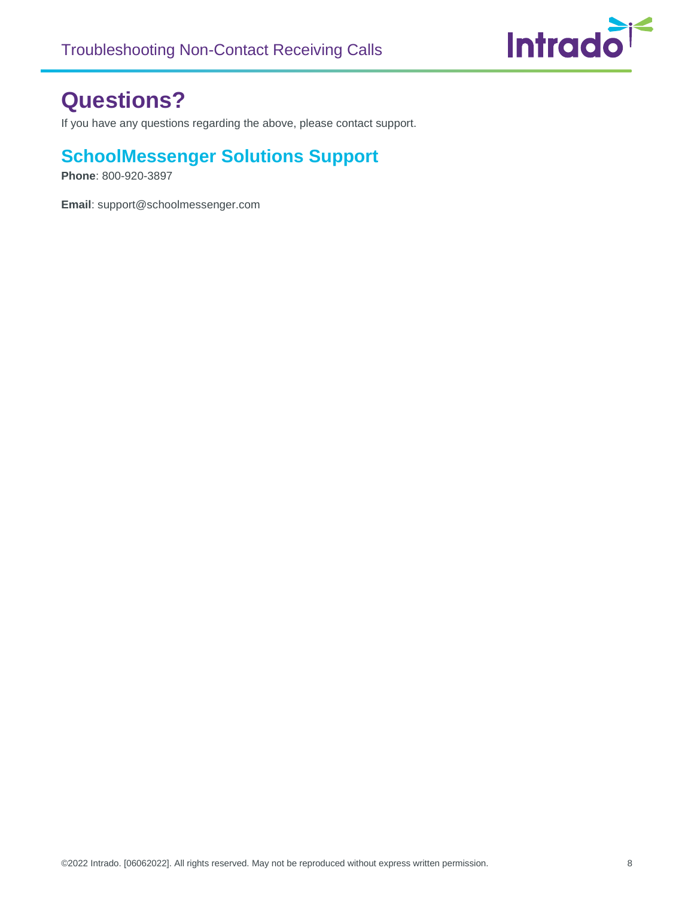# Questions?

If you have any questions regarding the above, please contact support.

## SchoolMessenger Solutions Support

**Phone**: 800-920-3897

**Email**: support@schoolmessenger.com